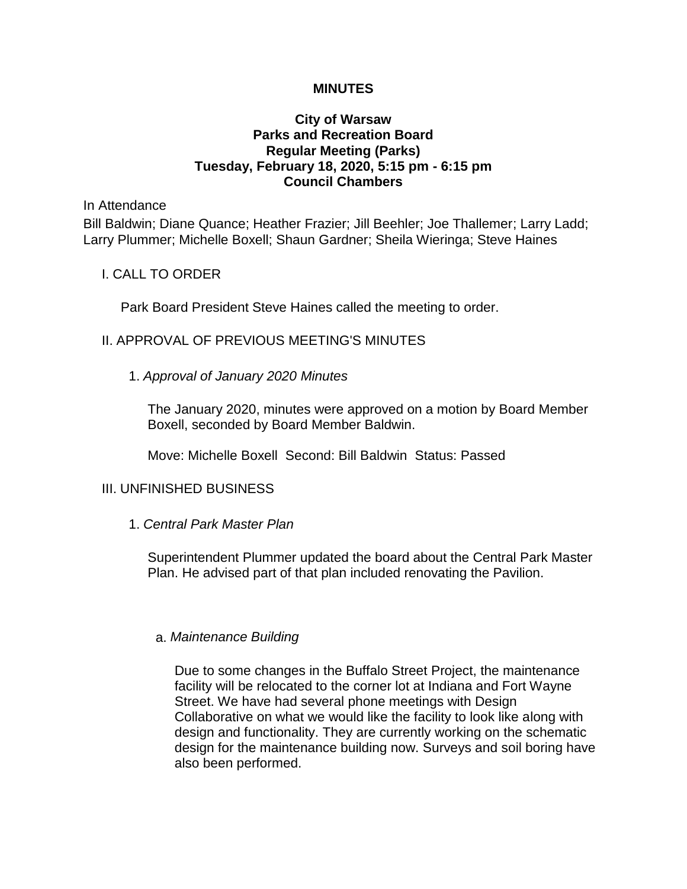# MINUTES

## City of Warsaw
## Parks and Recreation Board
## Regular Meeting (Parks)
## Tuesday, February 18, 2020, 5:15 pm - 6:15 pm
## Council Chambers

In Attendance

Bill Baldwin; Diane Quance; Heather Frazier; Jill Beehler; Joe Thallemer; Larry Ladd; Larry Plummer; Michelle Boxell; Shaun Gardner; Sheila Wieringa; Steve Haines

### I. CALL TO ORDER

Park Board President Steve Haines called the meeting to order.

### II. APPROVAL OF PREVIOUS MEETING'S MINUTES

1. *Approval of January 2020 Minutes*

The January 2020, minutes were approved on a motion by Board Member Boxell, seconded by Board Member Baldwin.

Move: Michelle Boxell  Second: Bill Baldwin  Status: Passed

### III. UNFINISHED BUSINESS

1. *Central Park Master Plan*

Superintendent Plummer updated the board about the Central Park Master Plan. He advised part of that plan included renovating the Pavilion.

a. *Maintenance Building*

Due to some changes in the Buffalo Street Project, the maintenance facility will be relocated to the corner lot at Indiana and Fort Wayne Street. We have had several phone meetings with Design Collaborative on what we would like the facility to look like along with design and functionality. They are currently working on the schematic design for the maintenance building now. Surveys and soil boring have also been performed.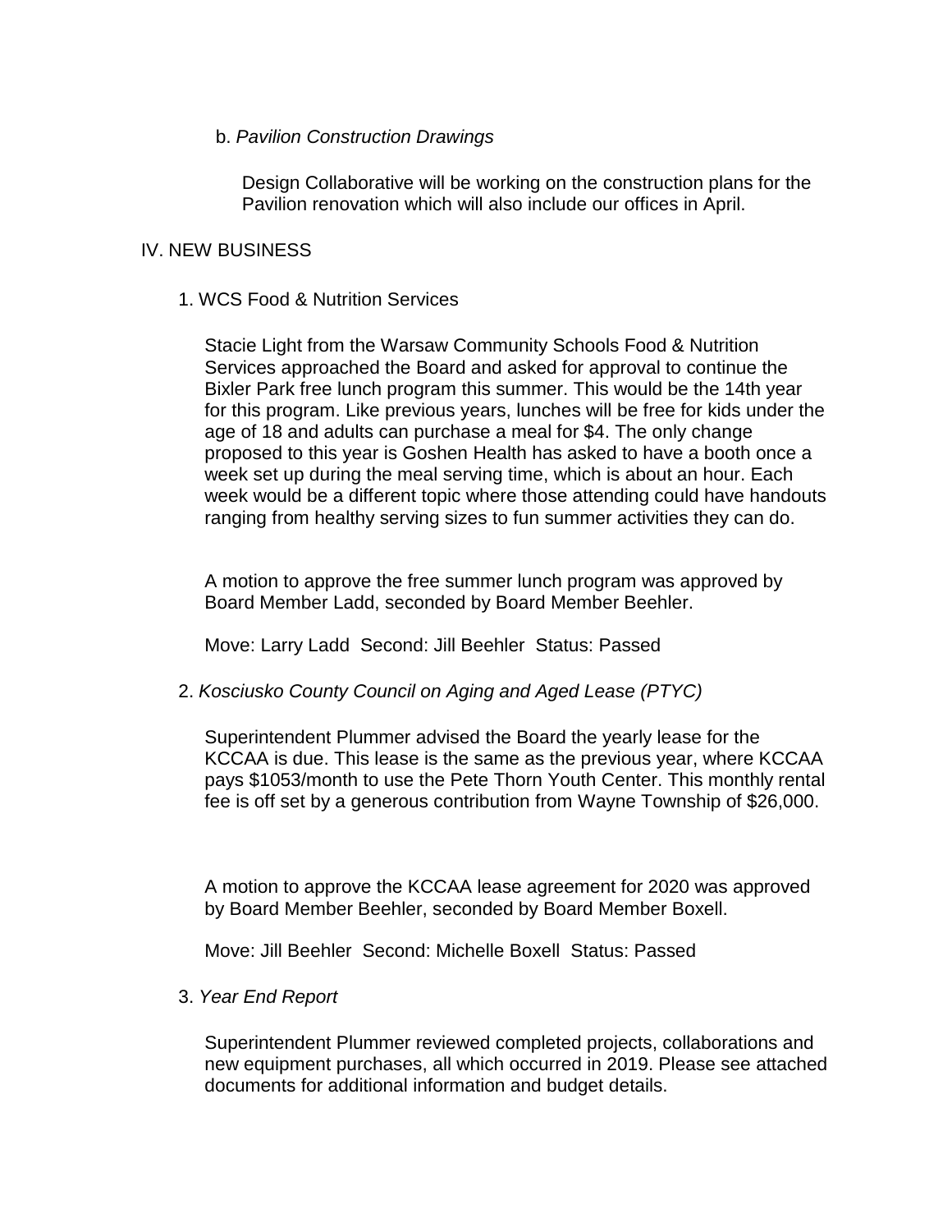b. *Pavilion Construction Drawings*

Design Collaborative will be working on the construction plans for the Pavilion renovation which will also include our offices in April.

IV. NEW BUSINESS

1. WCS Food & Nutrition Services

Stacie Light from the Warsaw Community Schools Food & Nutrition Services approached the Board and asked for approval to continue the Bixler Park free lunch program this summer. This would be the 14th year for this program. Like previous years, lunches will be free for kids under the age of 18 and adults can purchase a meal for $4. The only change proposed to this year is Goshen Health has asked to have a booth once a week set up during the meal serving time, which is about an hour. Each week would be a different topic where those attending could have handouts ranging from healthy serving sizes to fun summer activities they can do.

A motion to approve the free summer lunch program was approved by Board Member Ladd, seconded by Board Member Beehler.

Move: Larry Ladd  Second: Jill Beehler  Status: Passed

2. *Kosciusko County Council on Aging and Aged Lease (PTYC)*

Superintendent Plummer advised the Board the yearly lease for the KCCAA is due. This lease is the same as the previous year, where KCCAA pays $1053/month to use the Pete Thorn Youth Center. This monthly rental fee is off set by a generous contribution from Wayne Township of $26,000.

A motion to approve the KCCAA lease agreement for 2020 was approved by Board Member Beehler, seconded by Board Member Boxell.

Move: Jill Beehler  Second: Michelle Boxell  Status: Passed

3. *Year End Report*

Superintendent Plummer reviewed completed projects, collaborations and new equipment purchases, all which occurred in 2019. Please see attached documents for additional information and budget details.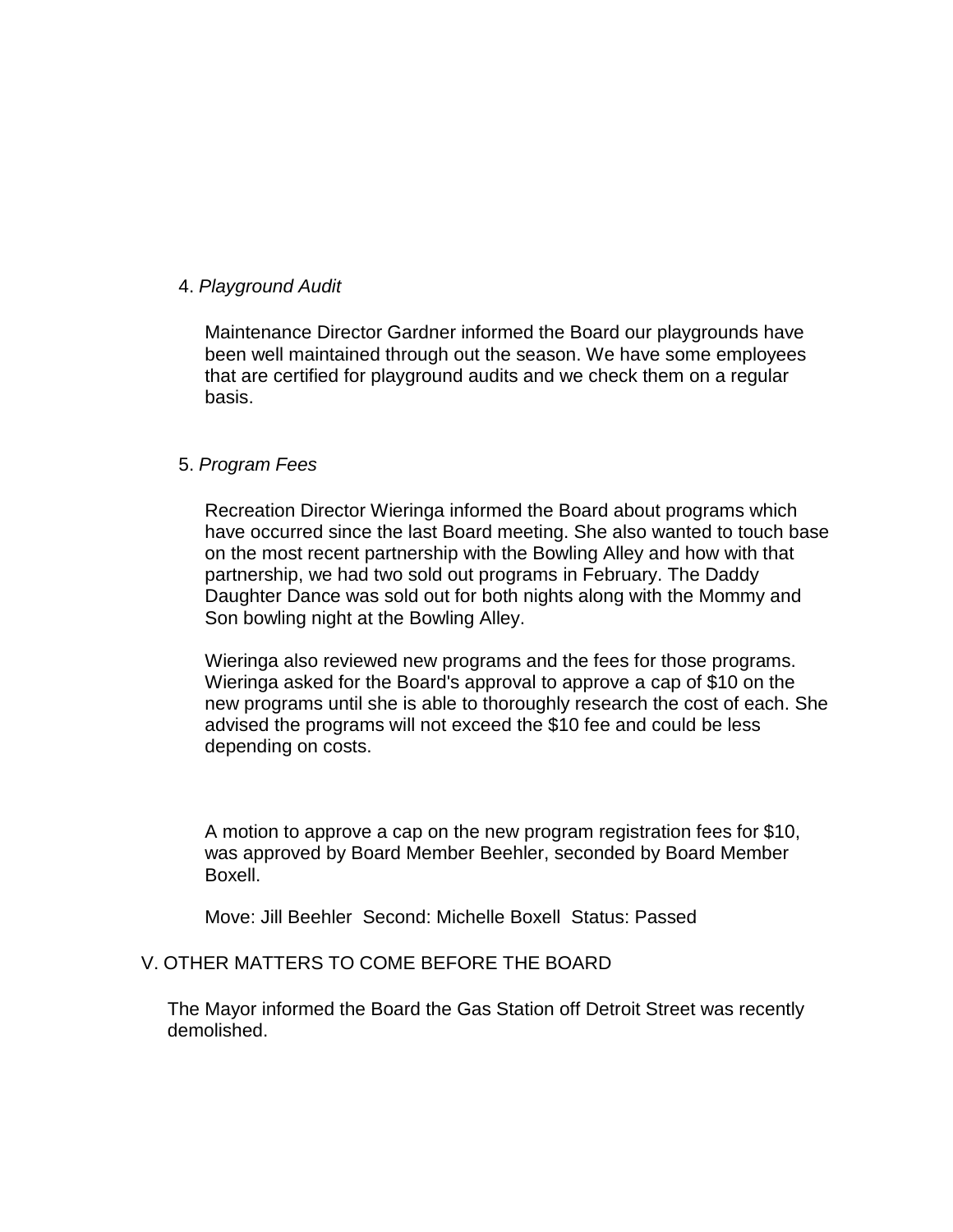4. *Playground Audit*

Maintenance Director Gardner informed the Board our playgrounds have been well maintained through out the season. We have some employees that are certified for playground audits and we check them on a regular basis.

5. *Program Fees*

Recreation Director Wieringa informed the Board about programs which have occurred since the last Board meeting. She also wanted to touch base on the most recent partnership with the Bowling Alley and how with that partnership, we had two sold out programs in February. The Daddy Daughter Dance was sold out for both nights along with the Mommy and Son bowling night at the Bowling Alley.

Wieringa also reviewed new programs and the fees for those programs. Wieringa asked for the Board's approval to approve a cap of $10 on the new programs until she is able to thoroughly research the cost of each. She advised the programs will not exceed the $10 fee and could be less depending on costs.

A motion to approve a cap on the new program registration fees for $10, was approved by Board Member Beehler, seconded by Board Member Boxell.

Move: Jill Beehler Second: Michelle Boxell Status: Passed

V. OTHER MATTERS TO COME BEFORE THE BOARD

The Mayor informed the Board the Gas Station off Detroit Street was recently demolished.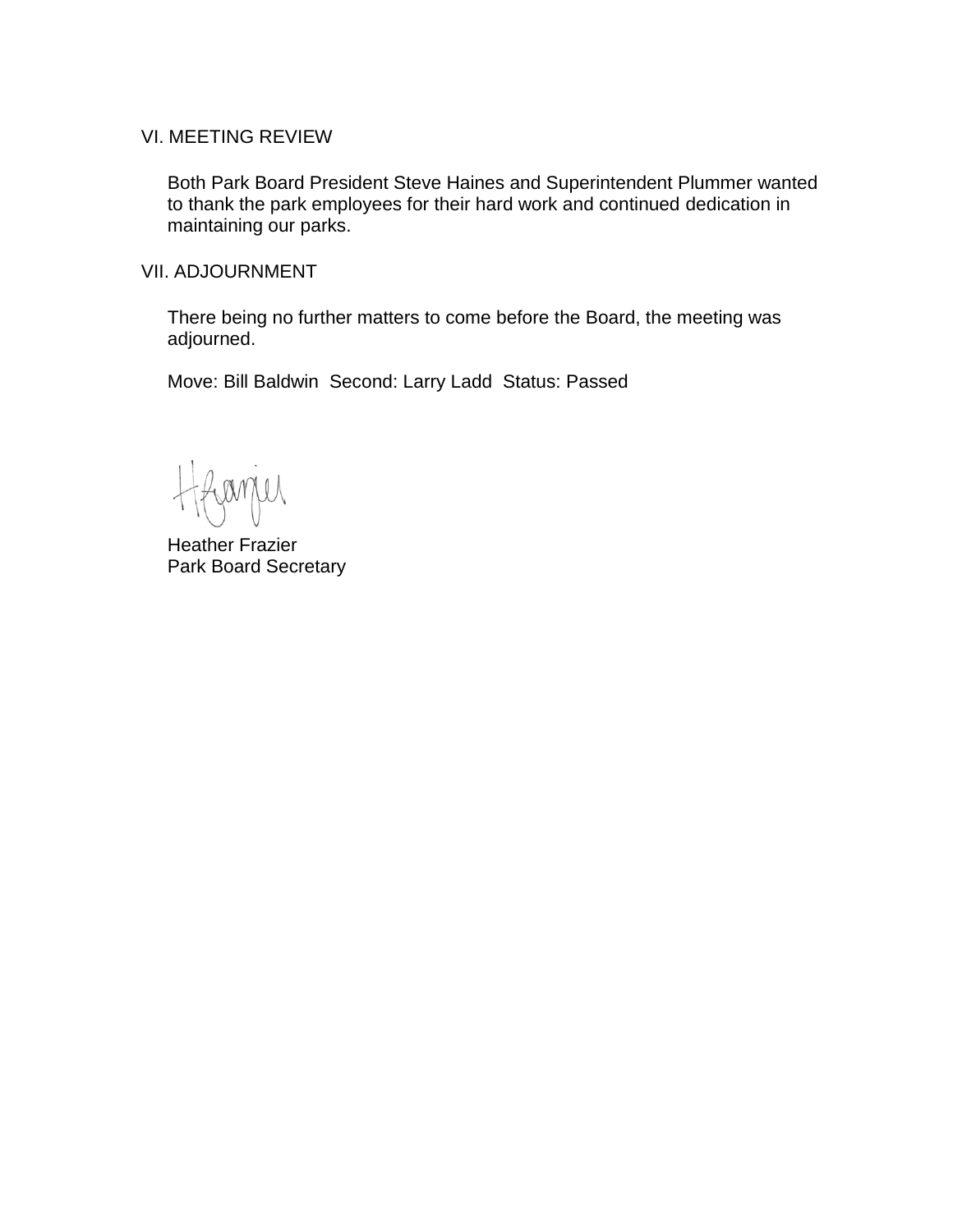## VI. MEETING REVIEW

Both Park Board President Steve Haines and Superintendent Plummer wanted to thank the park employees for their hard work and continued dedication in maintaining our parks.

## VII. ADJOURNMENT

There being no further matters to come before the Board, the meeting was adjourned.

Move: Bill Baldwin Second: Larry Ladd Status: Passed

Heather Frazier
Park Board Secretary